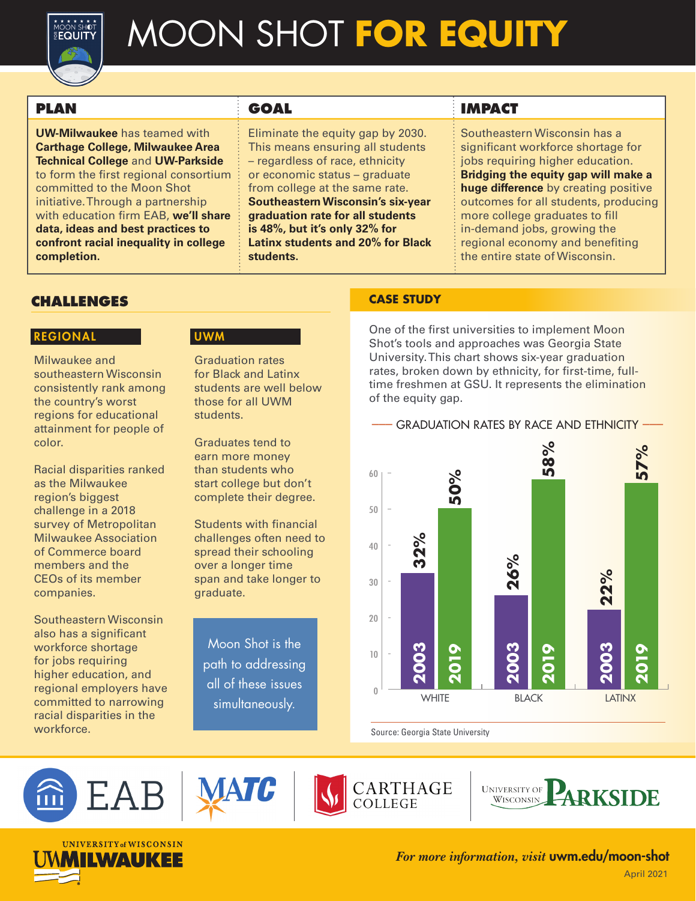# MOON SHOT **FOR EQUITY**

## PLAN

**UW-Milwaukee** has teamed with **Carthage College, Milwaukee Area Technical College** and **UW-Parkside** to form the first regional consortium committed to the Moon Shot initiative. Through a partnership with education firm EAB, **we'll share data, ideas and best practices to confront racial inequality in college completion.**

## GOAL

Eliminate the equity gap by 2030. This means ensuring all students – regardless of race, ethnicity or economic status – graduate from college at the same rate. **Southeastern Wisconsin's six-year graduation rate for all students is 48%, but it's only 32% for Latinx students and 20% for Black students.**

## IMPACT

Southeastern Wisconsin has a significant workforce shortage for jobs requiring higher education. **Bridging the equity gap will make a huge difference** by creating positive outcomes for all students, producing more college graduates to fill in-demand jobs, growing the regional economy and benefiting the entire state of Wisconsin.

## CHALLENGES

### REGIONAL

Milwaukee and southeastern Wisconsin consistently rank among the country's worst regions for educational attainment for people of color.

Racial disparities ranked as the Milwaukee region's biggest challenge in a 2018 survey of Metropolitan Milwaukee Association of Commerce board members and the CEOs of its member companies.

Southeastern Wisconsin also has a significant workforce shortage for jobs requiring higher education, and regional employers have committed to narrowing racial disparities in the workforce.

### UWM

Graduation rates for Black and Latinx students are well below those for all UWM students.

Graduates tend to earn more money than students who start college but don't complete their degree.

Students with financial challenges often need to spread their schooling over a longer time span and take longer to graduate.

Moon Shot is the path to addressing all of these issues simultaneously.

## CASE STUDY

One of the first universities to implement Moon Shot's tools and approaches was Georgia State University. This chart shows six-year graduation rates, broken down by ethnicity, for first-time, full-time freshmen at GSU. It represents the elimination of the equity gap.

GRADUATION RATES BY RACE AND ETHNICITY

WHITE: 2003 32%, 2019 50%
BLACK: 2003 26%, 2019 58%
LATINX: 2003 22%, 2019 57%

0, 10, 20, 30, 40, 50, 60

Source: Georgia State University

EAB | MATC | CARTHAGE COLLEGE | UNIVERSITY OF WISCONSIN PARKSIDE

UNIVERSITY of WISCONSIN UWMILWAUKEE

*For more information, visit* **uwm.edu/moon-shot**

April 2021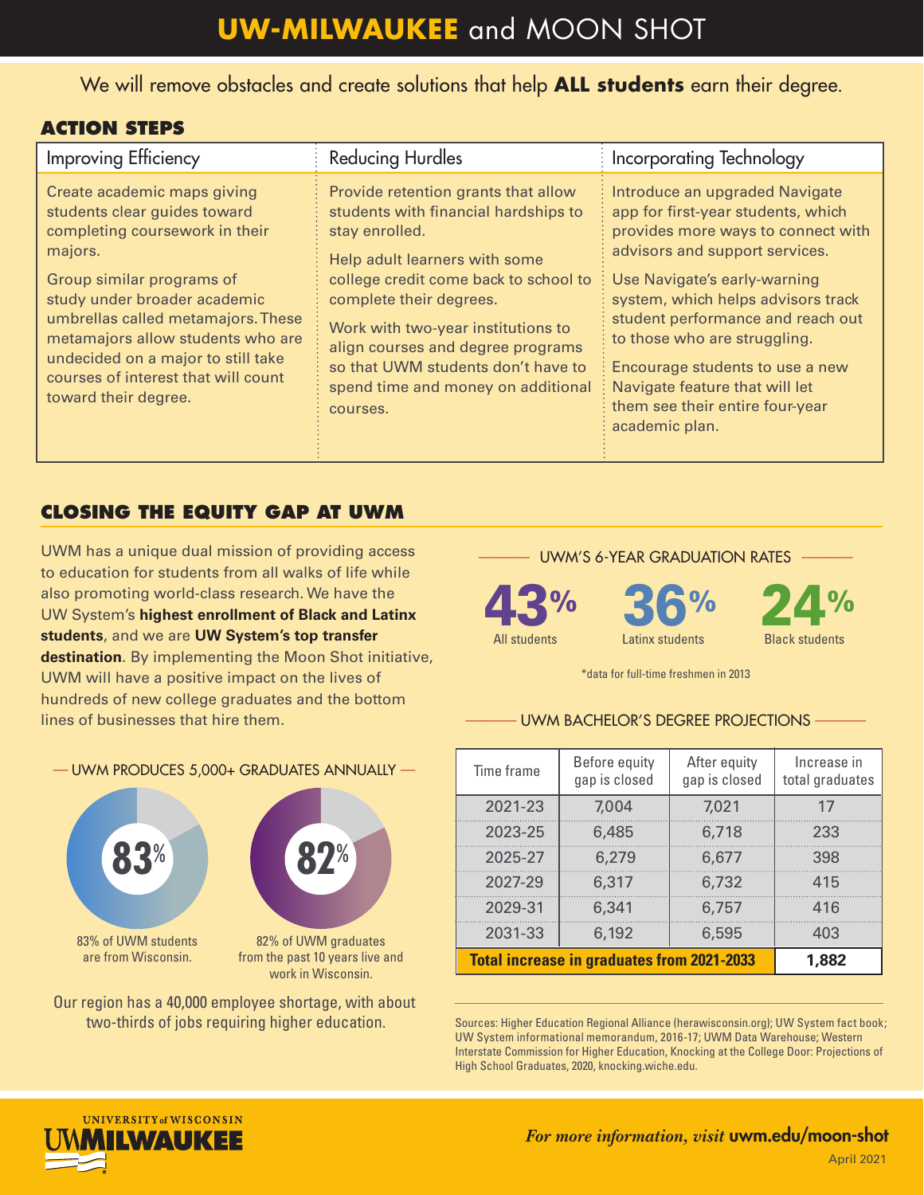# UW-MILWAUKEE and MOON SHOT

We will remove obstacles and create solutions that help **ALL students** earn their degree.

## ACTION STEPS

### Improving Efficiency

Create academic maps giving students clear guides toward completing coursework in their majors.

Group similar programs of study under broader academic umbrellas called metamajors. These metamajors allow students who are undecided on a major to still take courses of interest that will count toward their degree.

### Reducing Hurdles

Provide retention grants that allow students with financial hardships to stay enrolled.

Help adult learners with some college credit come back to school to complete their degrees.

Work with two-year institutions to align courses and degree programs so that UWM students don't have to spend time and money on additional courses.

### Incorporating Technology

Introduce an upgraded Navigate app for first-year students, which provides more ways to connect with advisors and support services.

Use Navigate's early-warning system, which helps advisors track student performance and reach out to those who are struggling.

Encourage students to use a new Navigate feature that will let them see their entire four-year academic plan.

## CLOSING THE EQUITY GAP AT UWM

UWM has a unique dual mission of providing access to education for students from all walks of life while also promoting world-class research. We have the UW System's **highest enrollment of Black and Latinx students**, and we are **UW System's top transfer destination**. By implementing the Moon Shot initiative, UWM will have a positive impact on the lives of hundreds of new college graduates and the bottom lines of businesses that hire them.

UWM PRODUCES 5,000+ GRADUATES ANNUALLY

83%

83% of UWM students are from Wisconsin.

82%

82% of UWM graduates from the past 10 years live and work in Wisconsin.

Our region has a 40,000 employee shortage, with about two-thirds of jobs requiring higher education.

UWM'S 6-YEAR GRADUATION RATES

43% All students

36% Latinx students

24% Black students

*data for full-time freshmen in 2013

UWM BACHELOR'S DEGREE PROJECTIONS

| Time frame | Before equity gap is closed | After equity gap is closed | Increase in total graduates |
|---|---|---|---|
| 2021-23 | 7,004 | 7,021 | 17 |
| 2023-25 | 6,485 | 6,718 | 233 |
| 2025-27 | 6,279 | 6,677 | 398 |
| 2027-29 | 6,317 | 6,732 | 415 |
| 2029-31 | 6,341 | 6,757 | 416 |
| 2031-33 | 6,192 | 6,595 | 403 |
| **Total increase in graduates from 2021-2033** | | | **1,882** |

Sources: Higher Education Regional Alliance (herawisconsin.org); UW System fact book; UW System informational memorandum, 2016-17; UWM Data Warehouse; Western Interstate Commission for Higher Education, Knocking at the College Door: Projections of High School Graduates, 2020, knocking.wiche.edu.

UNIVERSITY of WISCONSIN UWMILWAUKEE

*For more information, visit* **uwm.edu/moon-shot**

April 2021